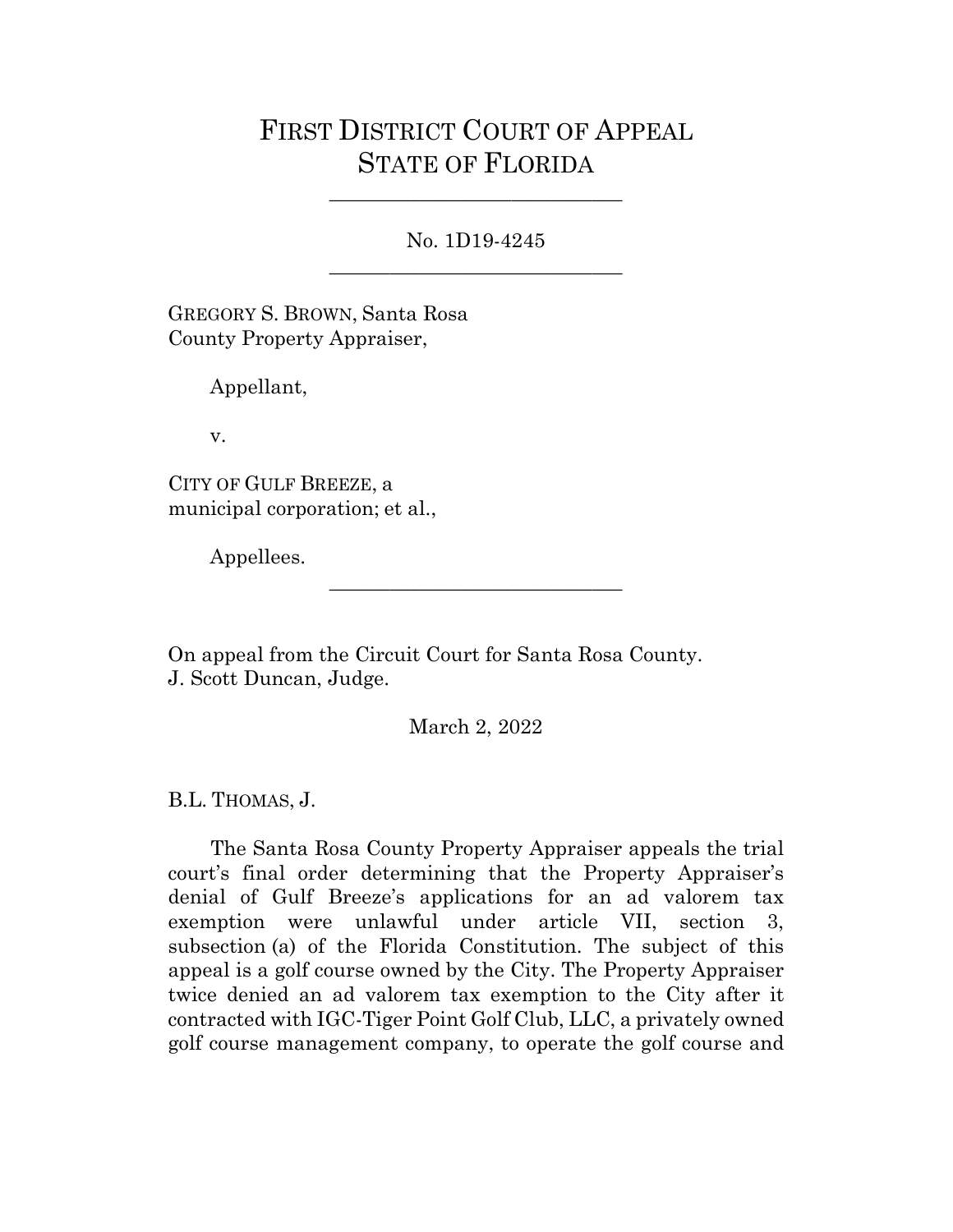# FIRST DISTRICT COURT OF APPEAL
# STATE OF FLORIDA

---

No. 1D19-4245

---

GREGORY S. BROWN, Santa Rosa County Property Appraiser,

Appellant,

v.

CITY OF GULF BREEZE, a municipal corporation; et al.,

Appellees.

---

On appeal from the Circuit Court for Santa Rosa County.
J. Scott Duncan, Judge.

March 2, 2022

B.L. THOMAS, J.

The Santa Rosa County Property Appraiser appeals the trial court's final order determining that the Property Appraiser's denial of Gulf Breeze's applications for an ad valorem tax exemption were unlawful under article VII, section 3, subsection (a) of the Florida Constitution. The subject of this appeal is a golf course owned by the City. The Property Appraiser twice denied an ad valorem tax exemption to the City after it contracted with IGC-Tiger Point Golf Club, LLC, a privately owned golf course management company, to operate the golf course and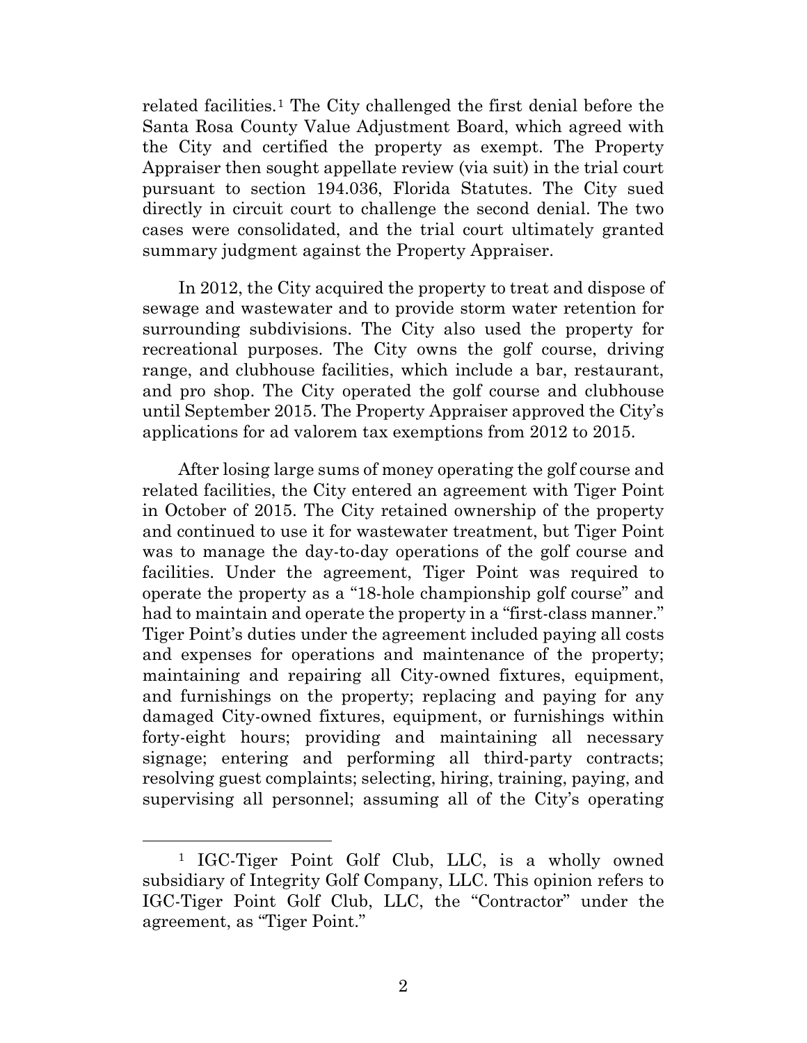related facilities.[1] The City challenged the first denial before the Santa Rosa County Value Adjustment Board, which agreed with the City and certified the property as exempt. The Property Appraiser then sought appellate review (via suit) in the trial court pursuant to section 194.036, Florida Statutes. The City sued directly in circuit court to challenge the second denial. The two cases were consolidated, and the trial court ultimately granted summary judgment against the Property Appraiser.

In 2012, the City acquired the property to treat and dispose of sewage and wastewater and to provide storm water retention for surrounding subdivisions. The City also used the property for recreational purposes. The City owns the golf course, driving range, and clubhouse facilities, which include a bar, restaurant, and pro shop. The City operated the golf course and clubhouse until September 2015. The Property Appraiser approved the City's applications for ad valorem tax exemptions from 2012 to 2015.

After losing large sums of money operating the golf course and related facilities, the City entered an agreement with Tiger Point in October of 2015. The City retained ownership of the property and continued to use it for wastewater treatment, but Tiger Point was to manage the day-to-day operations of the golf course and facilities. Under the agreement, Tiger Point was required to operate the property as a "18-hole championship golf course" and had to maintain and operate the property in a "first-class manner." Tiger Point's duties under the agreement included paying all costs and expenses for operations and maintenance of the property; maintaining and repairing all City-owned fixtures, equipment, and furnishings on the property; replacing and paying for any damaged City-owned fixtures, equipment, or furnishings within forty-eight hours; providing and maintaining all necessary signage; entering and performing all third-party contracts; resolving guest complaints; selecting, hiring, training, paying, and supervising all personnel; assuming all of the City's operating

---

[1] IGC-Tiger Point Golf Club, LLC, is a wholly owned subsidiary of Integrity Golf Company, LLC. This opinion refers to IGC-Tiger Point Golf Club, LLC, the "Contractor" under the agreement, as "Tiger Point."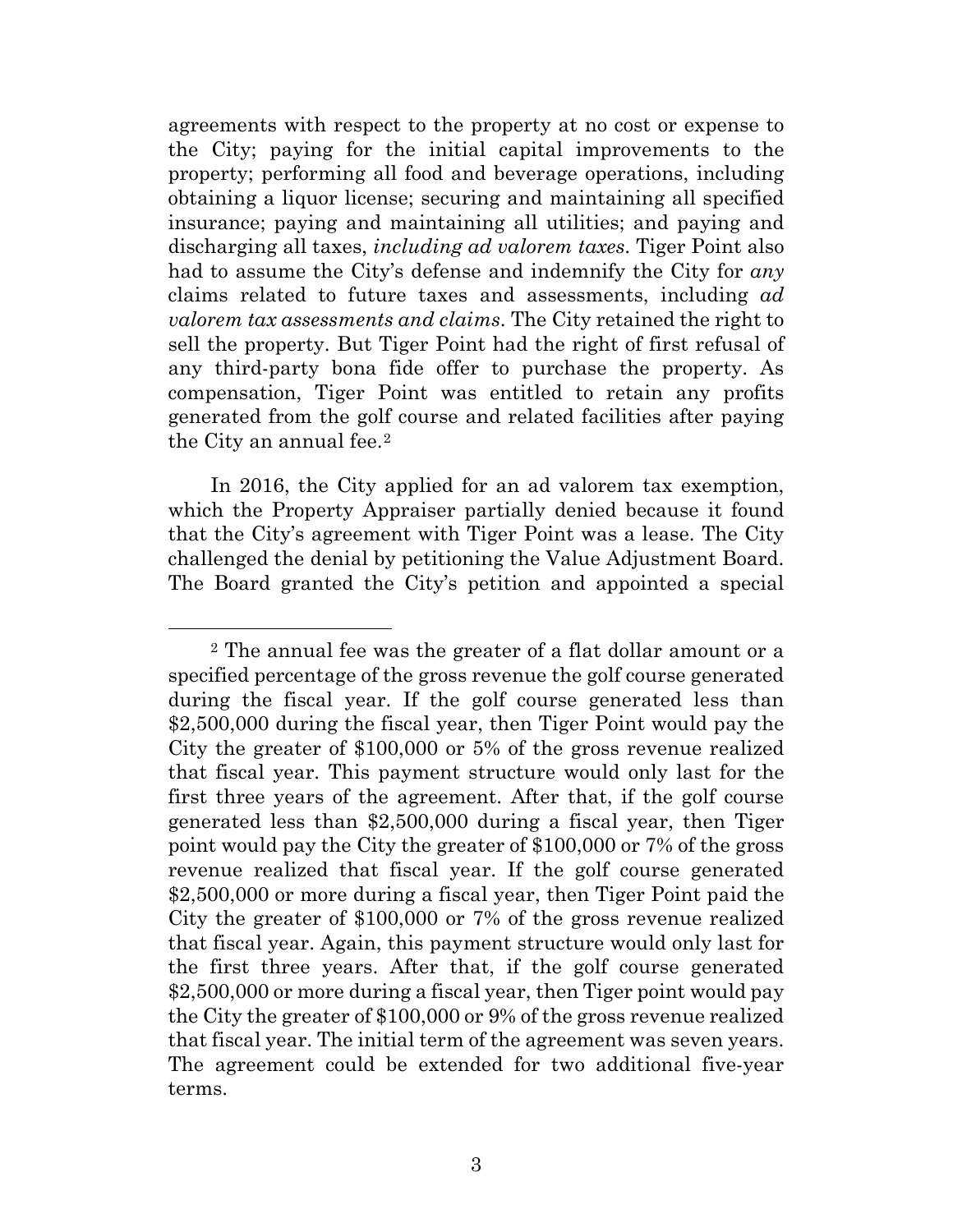agreements with respect to the property at no cost or expense to the City; paying for the initial capital improvements to the property; performing all food and beverage operations, including obtaining a liquor license; securing and maintaining all specified insurance; paying and maintaining all utilities; and paying and discharging all taxes, *including ad valorem taxes*. Tiger Point also had to assume the City's defense and indemnify the City for *any* claims related to future taxes and assessments, including *ad valorem tax assessments and claims*. The City retained the right to sell the property. But Tiger Point had the right of first refusal of any third-party bona fide offer to purchase the property. As compensation, Tiger Point was entitled to retain any profits generated from the golf course and related facilities after paying the City an annual fee.[2]

In 2016, the City applied for an ad valorem tax exemption, which the Property Appraiser partially denied because it found that the City's agreement with Tiger Point was a lease. The City challenged the denial by petitioning the Value Adjustment Board. The Board granted the City's petition and appointed a special

---

[2] The annual fee was the greater of a flat dollar amount or a specified percentage of the gross revenue the golf course generated during the fiscal year. If the golf course generated less than $2,500,000 during the fiscal year, then Tiger Point would pay the City the greater of $100,000 or 5% of the gross revenue realized that fiscal year. This payment structure would only last for the first three years of the agreement. After that, if the golf course generated less than $2,500,000 during a fiscal year, then Tiger point would pay the City the greater of $100,000 or 7% of the gross revenue realized that fiscal year. If the golf course generated $2,500,000 or more during a fiscal year, then Tiger Point paid the City the greater of $100,000 or 7% of the gross revenue realized that fiscal year. Again, this payment structure would only last for the first three years. After that, if the golf course generated $2,500,000 or more during a fiscal year, then Tiger point would pay the City the greater of $100,000 or 9% of the gross revenue realized that fiscal year. The initial term of the agreement was seven years. The agreement could be extended for two additional five-year terms.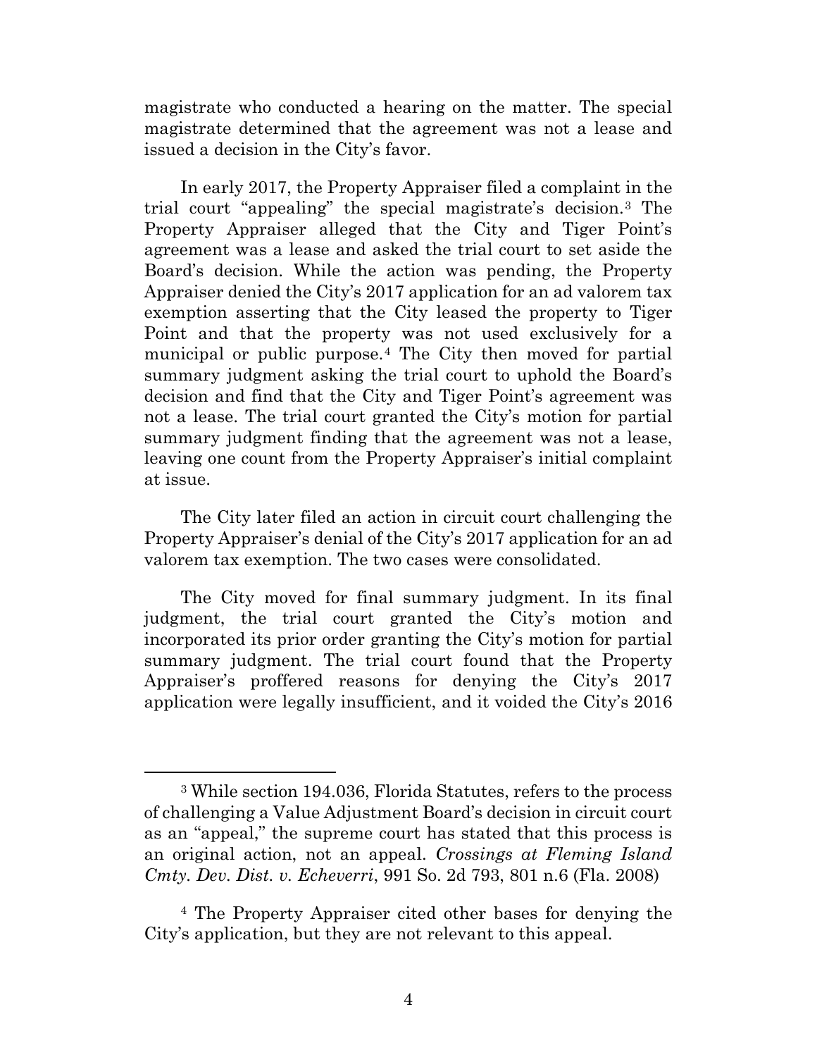magistrate who conducted a hearing on the matter. The special magistrate determined that the agreement was not a lease and issued a decision in the City's favor.

In early 2017, the Property Appraiser filed a complaint in the trial court "appealing" the special magistrate's decision.[3] The Property Appraiser alleged that the City and Tiger Point's agreement was a lease and asked the trial court to set aside the Board's decision. While the action was pending, the Property Appraiser denied the City's 2017 application for an ad valorem tax exemption asserting that the City leased the property to Tiger Point and that the property was not used exclusively for a municipal or public purpose.[4] The City then moved for partial summary judgment asking the trial court to uphold the Board's decision and find that the City and Tiger Point's agreement was not a lease. The trial court granted the City's motion for partial summary judgment finding that the agreement was not a lease, leaving one count from the Property Appraiser's initial complaint at issue.

The City later filed an action in circuit court challenging the Property Appraiser's denial of the City's 2017 application for an ad valorem tax exemption. The two cases were consolidated.

The City moved for final summary judgment. In its final judgment, the trial court granted the City's motion and incorporated its prior order granting the City's motion for partial summary judgment. The trial court found that the Property Appraiser's proffered reasons for denying the City's 2017 application were legally insufficient, and it voided the City's 2016

[3] While section 194.036, Florida Statutes, refers to the process of challenging a Value Adjustment Board's decision in circuit court as an "appeal," the supreme court has stated that this process is an original action, not an appeal. *Crossings at Fleming Island Cmty. Dev. Dist. v. Echeverri*, 991 So. 2d 793, 801 n.6 (Fla. 2008)

[4] The Property Appraiser cited other bases for denying the City's application, but they are not relevant to this appeal.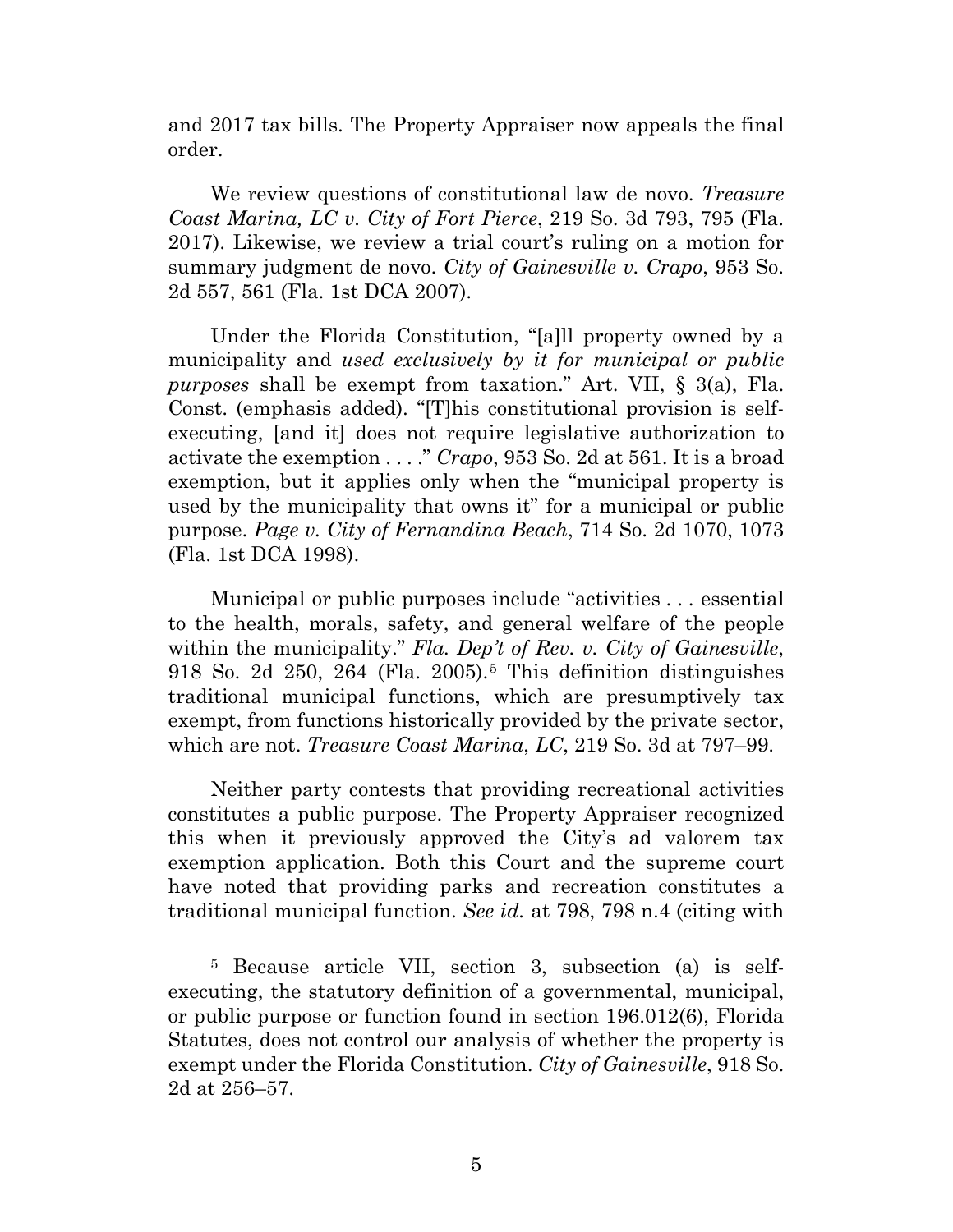and 2017 tax bills. The Property Appraiser now appeals the final order.

We review questions of constitutional law de novo. *Treasure Coast Marina, LC v. City of Fort Pierce*, 219 So. 3d 793, 795 (Fla. 2017). Likewise, we review a trial court's ruling on a motion for summary judgment de novo. *City of Gainesville v. Crapo*, 953 So. 2d 557, 561 (Fla. 1st DCA 2007).

Under the Florida Constitution, "[a]ll property owned by a municipality and *used exclusively by it for municipal or public purposes* shall be exempt from taxation." Art. VII, § 3(a), Fla. Const. (emphasis added). "[T]his constitutional provision is self-executing, [and it] does not require legislative authorization to activate the exemption . . . ." *Crapo*, 953 So. 2d at 561. It is a broad exemption, but it applies only when the "municipal property is used by the municipality that owns it" for a municipal or public purpose. *Page v. City of Fernandina Beach*, 714 So. 2d 1070, 1073 (Fla. 1st DCA 1998).

Municipal or public purposes include "activities . . . essential to the health, morals, safety, and general welfare of the people within the municipality." *Fla. Dep't of Rev. v. City of Gainesville*, 918 So. 2d 250, 264 (Fla. 2005).[5] This definition distinguishes traditional municipal functions, which are presumptively tax exempt, from functions historically provided by the private sector, which are not. *Treasure Coast Marina, LC*, 219 So. 3d at 797–99.

Neither party contests that providing recreational activities constitutes a public purpose. The Property Appraiser recognized this when it previously approved the City's ad valorem tax exemption application. Both this Court and the supreme court have noted that providing parks and recreation constitutes a traditional municipal function. *See id.* at 798, 798 n.4 (citing with

---

[5] Because article VII, section 3, subsection (a) is self-executing, the statutory definition of a governmental, municipal, or public purpose or function found in section 196.012(6), Florida Statutes, does not control our analysis of whether the property is exempt under the Florida Constitution. *City of Gainesville*, 918 So. 2d at 256–57.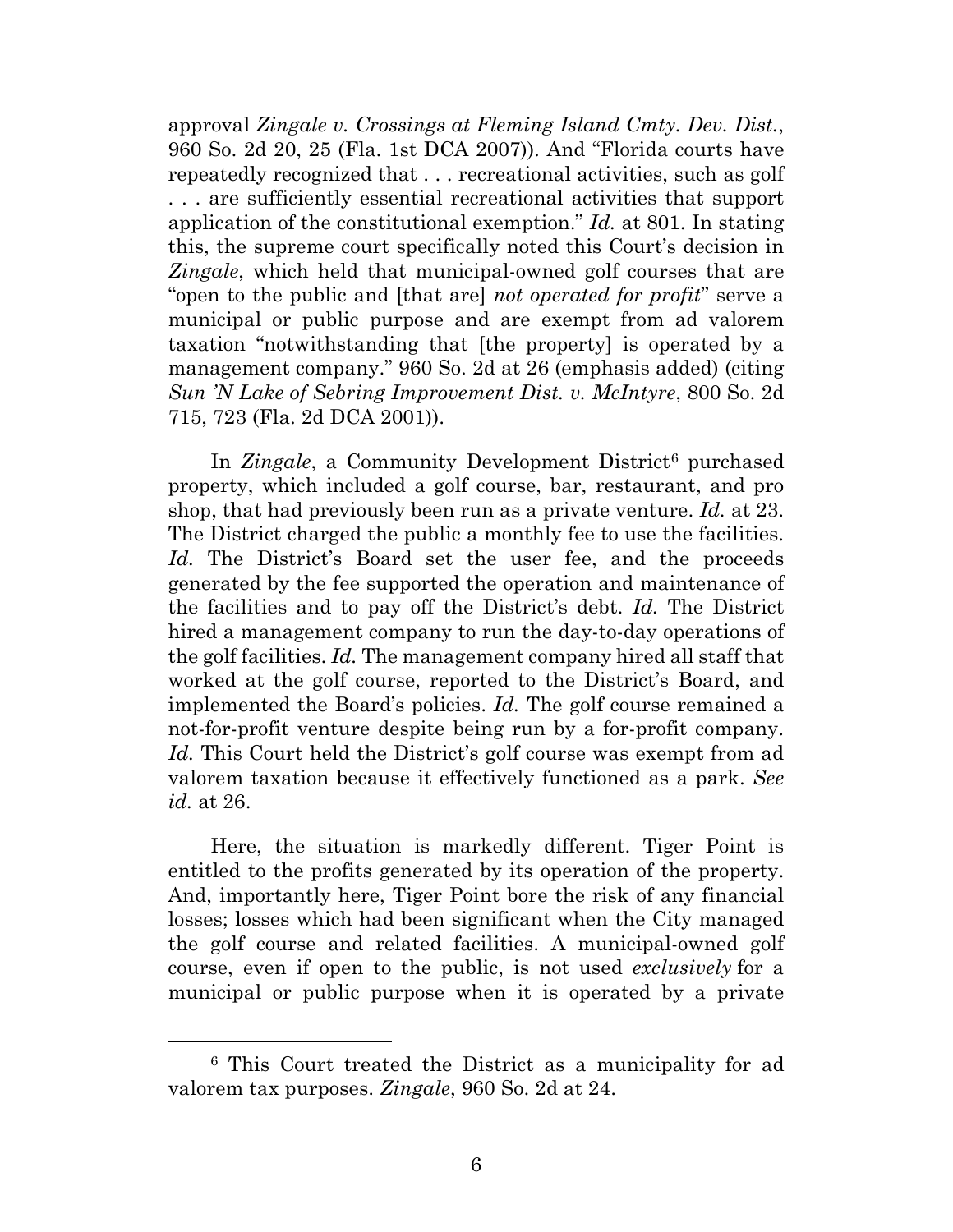approval *Zingale v. Crossings at Fleming Island Cmty. Dev. Dist.*, 960 So. 2d 20, 25 (Fla. 1st DCA 2007)). And "Florida courts have repeatedly recognized that . . . recreational activities, such as golf . . . are sufficiently essential recreational activities that support application of the constitutional exemption." *Id.* at 801. In stating this, the supreme court specifically noted this Court's decision in *Zingale*, which held that municipal-owned golf courses that are "open to the public and [that are] *not operated for profit*" serve a municipal or public purpose and are exempt from ad valorem taxation "notwithstanding that [the property] is operated by a management company." 960 So. 2d at 26 (emphasis added) (citing *Sun 'N Lake of Sebring Improvement Dist. v. McIntyre*, 800 So. 2d 715, 723 (Fla. 2d DCA 2001)).

In *Zingale*, a Community Development District[6] purchased property, which included a golf course, bar, restaurant, and pro shop, that had previously been run as a private venture. *Id.* at 23. The District charged the public a monthly fee to use the facilities. *Id.* The District's Board set the user fee, and the proceeds generated by the fee supported the operation and maintenance of the facilities and to pay off the District's debt. *Id.* The District hired a management company to run the day-to-day operations of the golf facilities. *Id.* The management company hired all staff that worked at the golf course, reported to the District's Board, and implemented the Board's policies. *Id.* The golf course remained a not-for-profit venture despite being run by a for-profit company. *Id.* This Court held the District's golf course was exempt from ad valorem taxation because it effectively functioned as a park. *See id.* at 26.

Here, the situation is markedly different. Tiger Point is entitled to the profits generated by its operation of the property. And, importantly here, Tiger Point bore the risk of any financial losses; losses which had been significant when the City managed the golf course and related facilities. A municipal-owned golf course, even if open to the public, is not used *exclusively* for a municipal or public purpose when it is operated by a private

---

[6] This Court treated the District as a municipality for ad valorem tax purposes. *Zingale*, 960 So. 2d at 24.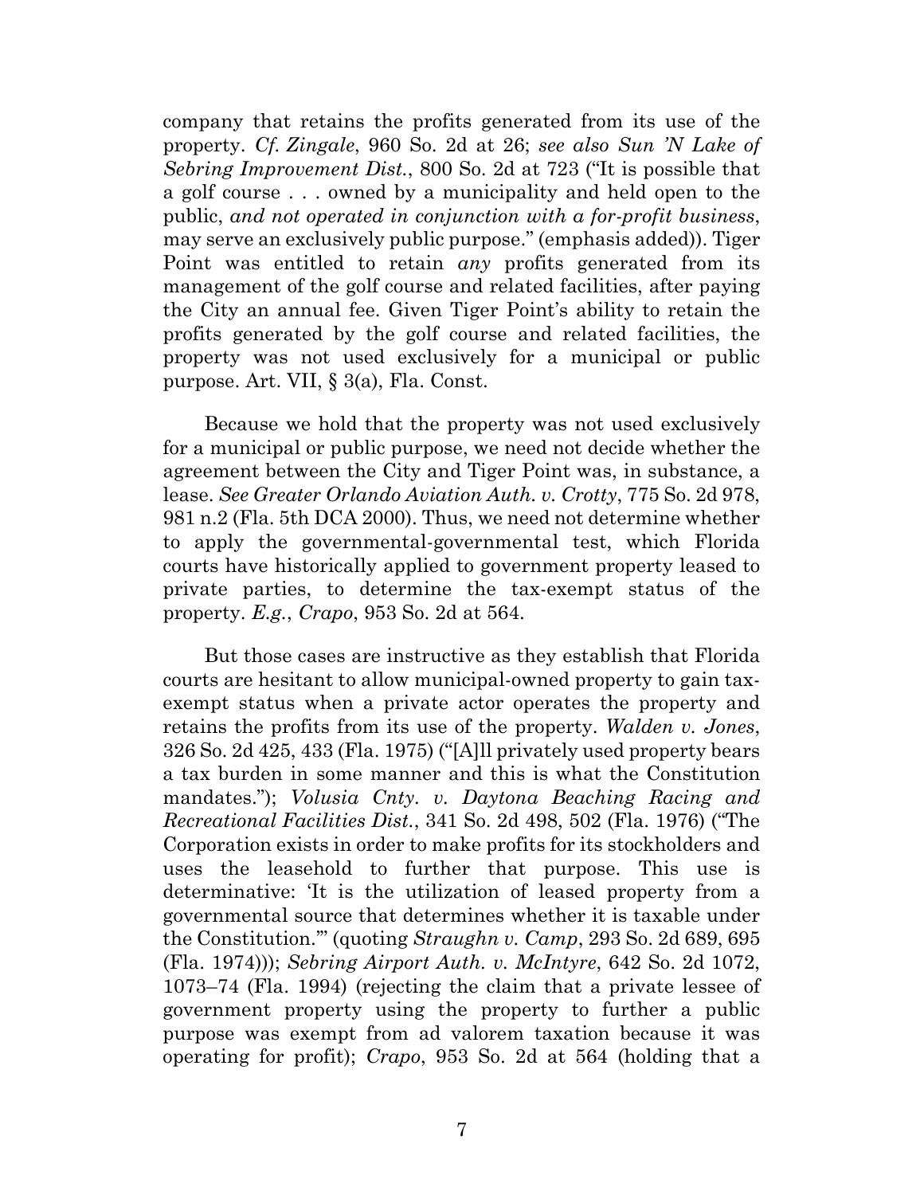company that retains the profits generated from its use of the property. *Cf. Zingale*, 960 So. 2d at 26; *see also Sun 'N Lake of Sebring Improvement Dist.*, 800 So. 2d at 723 ("It is possible that a golf course . . . owned by a municipality and held open to the public, *and not operated in conjunction with a for-profit business*, may serve an exclusively public purpose." (emphasis added)). Tiger Point was entitled to retain *any* profits generated from its management of the golf course and related facilities, after paying the City an annual fee. Given Tiger Point's ability to retain the profits generated by the golf course and related facilities, the property was not used exclusively for a municipal or public purpose. Art. VII, § 3(a), Fla. Const.

Because we hold that the property was not used exclusively for a municipal or public purpose, we need not decide whether the agreement between the City and Tiger Point was, in substance, a lease. *See Greater Orlando Aviation Auth. v. Crotty*, 775 So. 2d 978, 981 n.2 (Fla. 5th DCA 2000). Thus, we need not determine whether to apply the governmental-governmental test, which Florida courts have historically applied to government property leased to private parties, to determine the tax-exempt status of the property. *E.g.*, *Crapo*, 953 So. 2d at 564.

But those cases are instructive as they establish that Florida courts are hesitant to allow municipal-owned property to gain tax-exempt status when a private actor operates the property and retains the profits from its use of the property. *Walden v. Jones*, 326 So. 2d 425, 433 (Fla. 1975) ("[A]ll privately used property bears a tax burden in some manner and this is what the Constitution mandates."); *Volusia Cnty. v. Daytona Beaching Racing and Recreational Facilities Dist.*, 341 So. 2d 498, 502 (Fla. 1976) ("The Corporation exists in order to make profits for its stockholders and uses the leasehold to further that purpose. This use is determinative: 'It is the utilization of leased property from a governmental source that determines whether it is taxable under the Constitution.'" (quoting *Straughn v. Camp*, 293 So. 2d 689, 695 (Fla. 1974))); *Sebring Airport Auth. v. McIntyre*, 642 So. 2d 1072, 1073–74 (Fla. 1994) (rejecting the claim that a private lessee of government property using the property to further a public purpose was exempt from ad valorem taxation because it was operating for profit); *Crapo*, 953 So. 2d at 564 (holding that a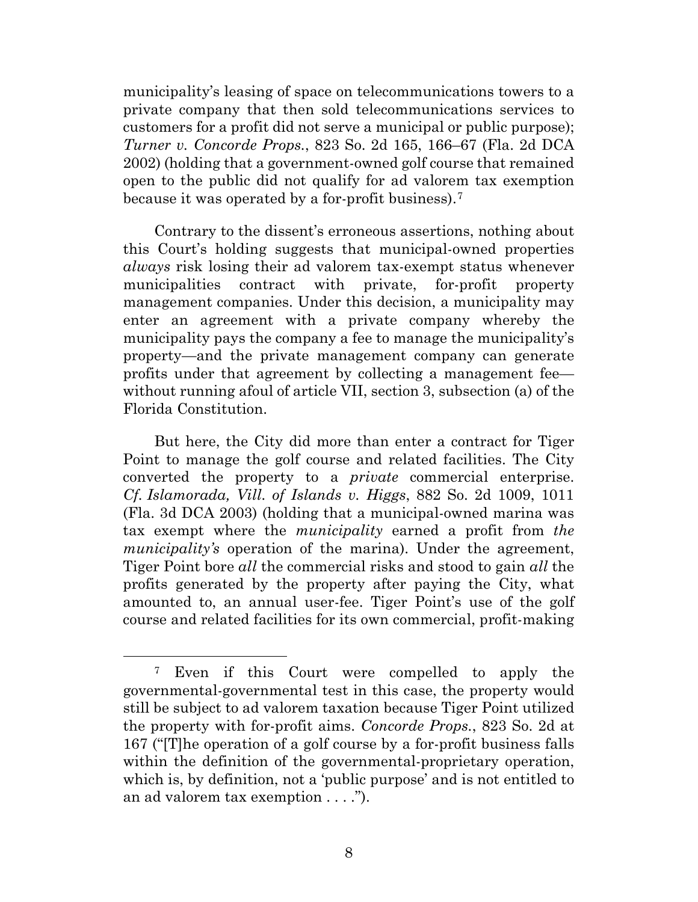municipality's leasing of space on telecommunications towers to a private company that then sold telecommunications services to customers for a profit did not serve a municipal or public purpose); *Turner v. Concorde Props.*, 823 So. 2d 165, 166–67 (Fla. 2d DCA 2002) (holding that a government-owned golf course that remained open to the public did not qualify for ad valorem tax exemption because it was operated by a for-profit business).[7]

Contrary to the dissent's erroneous assertions, nothing about this Court's holding suggests that municipal-owned properties *always* risk losing their ad valorem tax-exempt status whenever municipalities contract with private, for-profit property management companies. Under this decision, a municipality may enter an agreement with a private company whereby the municipality pays the company a fee to manage the municipality's property—and the private management company can generate profits under that agreement by collecting a management fee—without running afoul of article VII, section 3, subsection (a) of the Florida Constitution.

But here, the City did more than enter a contract for Tiger Point to manage the golf course and related facilities. The City converted the property to a *private* commercial enterprise. *Cf. Islamorada, Vill. of Islands v. Higgs*, 882 So. 2d 1009, 1011 (Fla. 3d DCA 2003) (holding that a municipal-owned marina was tax exempt where the *municipality* earned a profit from *the municipality's* operation of the marina). Under the agreement, Tiger Point bore *all* the commercial risks and stood to gain *all* the profits generated by the property after paying the City, what amounted to, an annual user-fee. Tiger Point's use of the golf course and related facilities for its own commercial, profit-making

---

[7] Even if this Court were compelled to apply the governmental-governmental test in this case, the property would still be subject to ad valorem taxation because Tiger Point utilized the property with for-profit aims. *Concorde Props.*, 823 So. 2d at 167 ("[T]he operation of a golf course by a for-profit business falls within the definition of the governmental-proprietary operation, which is, by definition, not a 'public purpose' and is not entitled to an ad valorem tax exemption . . . .").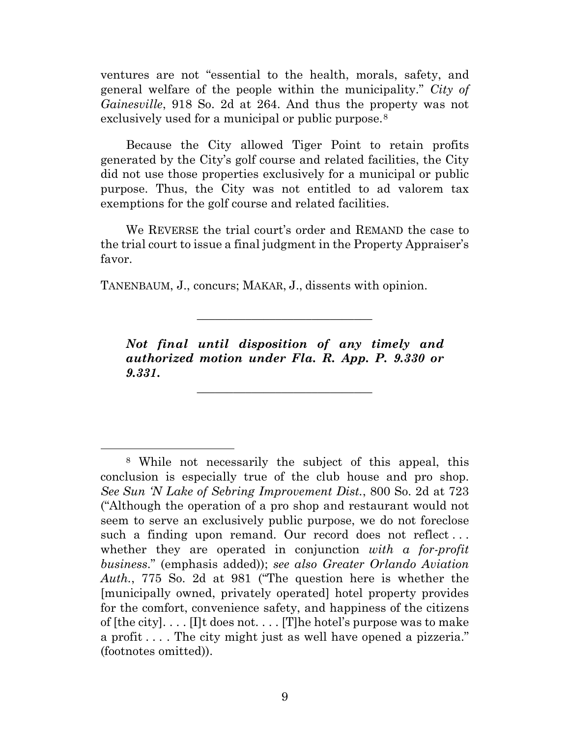ventures are not "essential to the health, morals, safety, and general welfare of the people within the municipality." *City of Gainesville*, 918 So. 2d at 264. And thus the property was not exclusively used for a municipal or public purpose.[8]

Because the City allowed Tiger Point to retain profits generated by the City's golf course and related facilities, the City did not use those properties exclusively for a municipal or public purpose. Thus, the City was not entitled to ad valorem tax exemptions for the golf course and related facilities.

We REVERSE the trial court's order and REMAND the case to the trial court to issue a final judgment in the Property Appraiser's favor.

TANENBAUM, J., concurs; MAKAR, J., dissents with opinion.

---

***Not final until disposition of any timely and authorized motion under Fla. R. App. P. 9.330 or 9.331.***

---

[8] While not necessarily the subject of this appeal, this conclusion is especially true of the club house and pro shop. *See Sun 'N Lake of Sebring Improvement Dist.*, 800 So. 2d at 723 ("Although the operation of a pro shop and restaurant would not seem to serve an exclusively public purpose, we do not foreclose such a finding upon remand. Our record does not reflect . . . whether they are operated in conjunction *with a for-profit business*." (emphasis added)); *see also Greater Orlando Aviation Auth.*, 775 So. 2d at 981 ("The question here is whether the [municipally owned, privately operated] hotel property provides for the comfort, convenience safety, and happiness of the citizens of [the city]. . . . [I]t does not. . . . [T]he hotel's purpose was to make a profit . . . . The city might just as well have opened a pizzeria." (footnotes omitted)).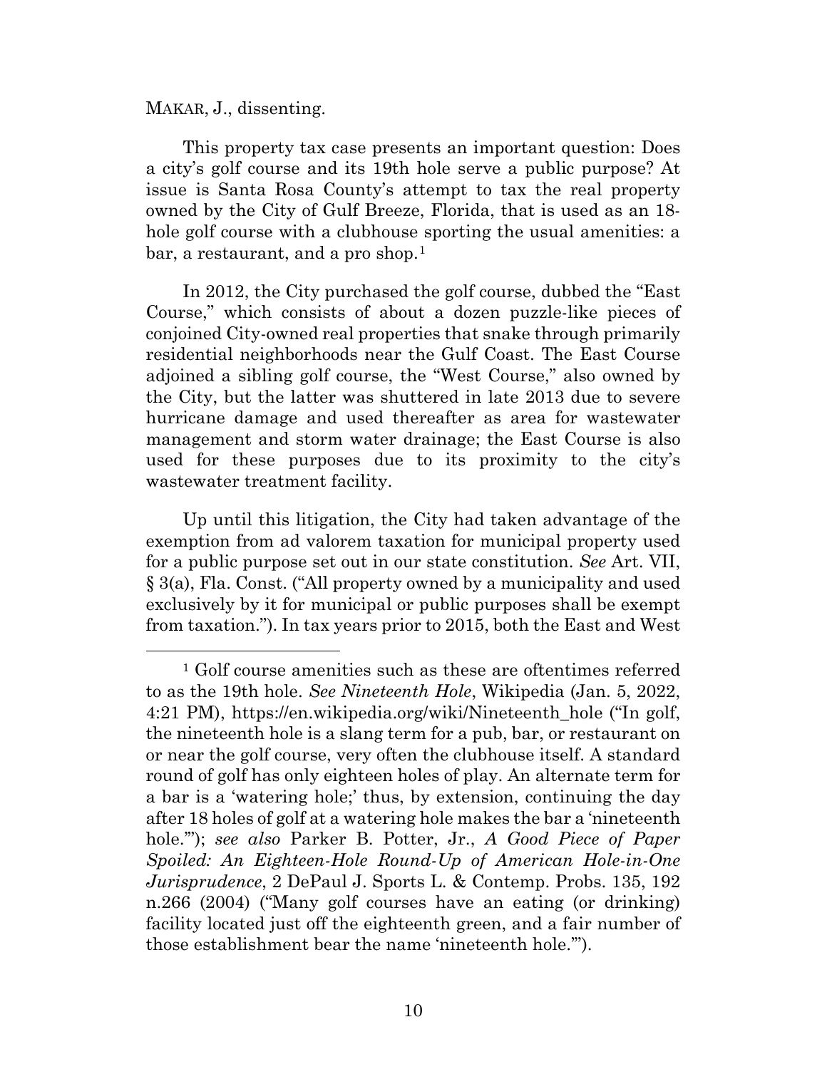MAKAR, J., dissenting.

This property tax case presents an important question: Does a city's golf course and its 19th hole serve a public purpose? At issue is Santa Rosa County's attempt to tax the real property owned by the City of Gulf Breeze, Florida, that is used as an 18-hole golf course with a clubhouse sporting the usual amenities: a bar, a restaurant, and a pro shop.[1]

In 2012, the City purchased the golf course, dubbed the "East Course," which consists of about a dozen puzzle-like pieces of conjoined City-owned real properties that snake through primarily residential neighborhoods near the Gulf Coast. The East Course adjoined a sibling golf course, the "West Course," also owned by the City, but the latter was shuttered in late 2013 due to severe hurricane damage and used thereafter as area for wastewater management and storm water drainage; the East Course is also used for these purposes due to its proximity to the city's wastewater treatment facility.

Up until this litigation, the City had taken advantage of the exemption from ad valorem taxation for municipal property used for a public purpose set out in our state constitution. *See* Art. VII, § 3(a), Fla. Const. ("All property owned by a municipality and used exclusively by it for municipal or public purposes shall be exempt from taxation."). In tax years prior to 2015, both the East and West

---

[1] Golf course amenities such as these are oftentimes referred to as the 19th hole. *See Nineteenth Hole*, Wikipedia (Jan. 5, 2022, 4:21 PM), https://en.wikipedia.org/wiki/Nineteenth_hole ("In golf, the nineteenth hole is a slang term for a pub, bar, or restaurant on or near the golf course, very often the clubhouse itself. A standard round of golf has only eighteen holes of play. An alternate term for a bar is a 'watering hole;' thus, by extension, continuing the day after 18 holes of golf at a watering hole makes the bar a 'nineteenth hole.'"); *see also* Parker B. Potter, Jr., *A Good Piece of Paper Spoiled: An Eighteen-Hole Round-Up of American Hole-in-One Jurisprudence*, 2 DePaul J. Sports L. & Contemp. Probs. 135, 192 n.266 (2004) ("Many golf courses have an eating (or drinking) facility located just off the eighteenth green, and a fair number of those establishment bear the name 'nineteenth hole.'").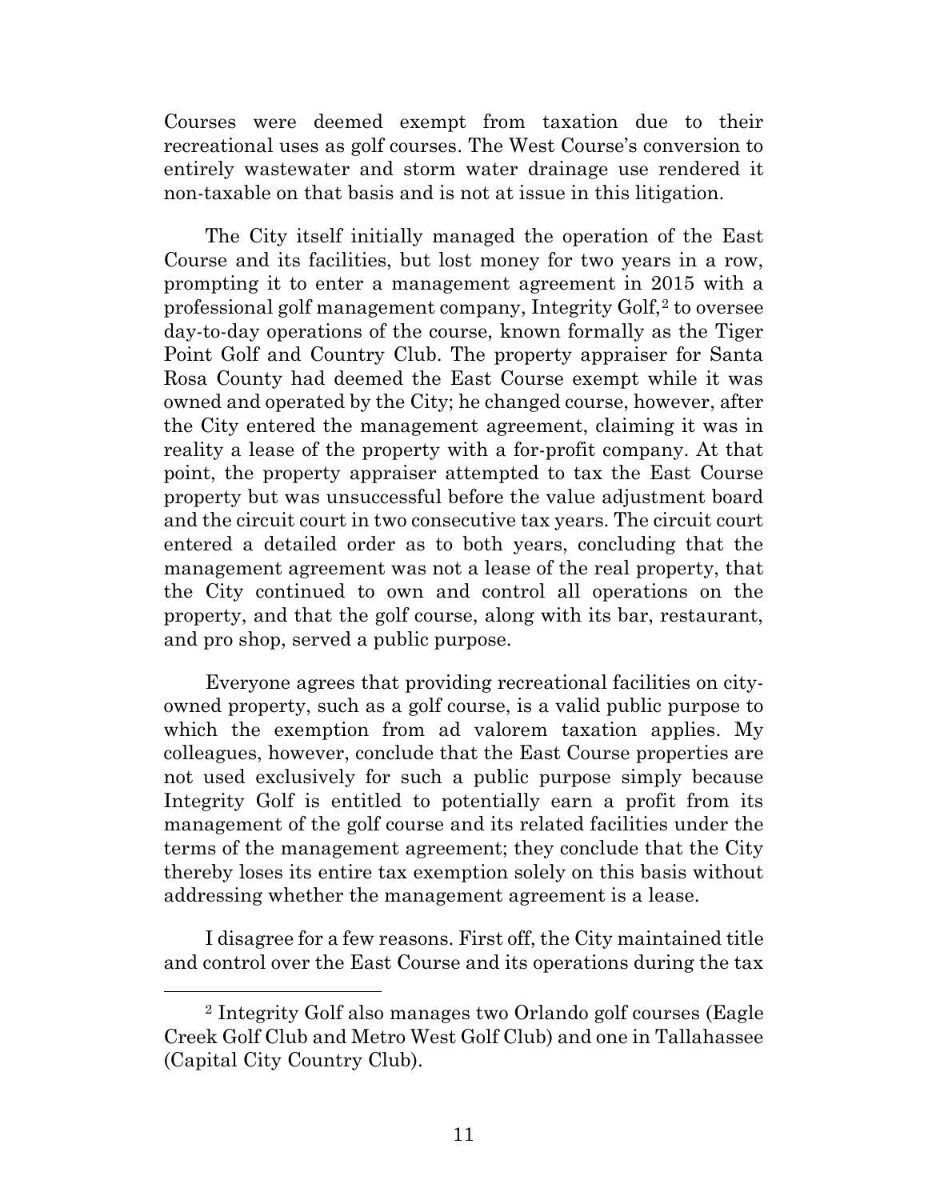Courses were deemed exempt from taxation due to their recreational uses as golf courses. The West Course's conversion to entirely wastewater and storm water drainage use rendered it non-taxable on that basis and is not at issue in this litigation.

The City itself initially managed the operation of the East Course and its facilities, but lost money for two years in a row, prompting it to enter a management agreement in 2015 with a professional golf management company, Integrity Golf,[2] to oversee day-to-day operations of the course, known formally as the Tiger Point Golf and Country Club. The property appraiser for Santa Rosa County had deemed the East Course exempt while it was owned and operated by the City; he changed course, however, after the City entered the management agreement, claiming it was in reality a lease of the property with a for-profit company. At that point, the property appraiser attempted to tax the East Course property but was unsuccessful before the value adjustment board and the circuit court in two consecutive tax years. The circuit court entered a detailed order as to both years, concluding that the management agreement was not a lease of the real property, that the City continued to own and control all operations on the property, and that the golf course, along with its bar, restaurant, and pro shop, served a public purpose.

Everyone agrees that providing recreational facilities on city-owned property, such as a golf course, is a valid public purpose to which the exemption from ad valorem taxation applies. My colleagues, however, conclude that the East Course properties are not used exclusively for such a public purpose simply because Integrity Golf is entitled to potentially earn a profit from its management of the golf course and its related facilities under the terms of the management agreement; they conclude that the City thereby loses its entire tax exemption solely on this basis without addressing whether the management agreement is a lease.

I disagree for a few reasons. First off, the City maintained title and control over the East Course and its operations during the tax

[2] Integrity Golf also manages two Orlando golf courses (Eagle Creek Golf Club and Metro West Golf Club) and one in Tallahassee (Capital City Country Club).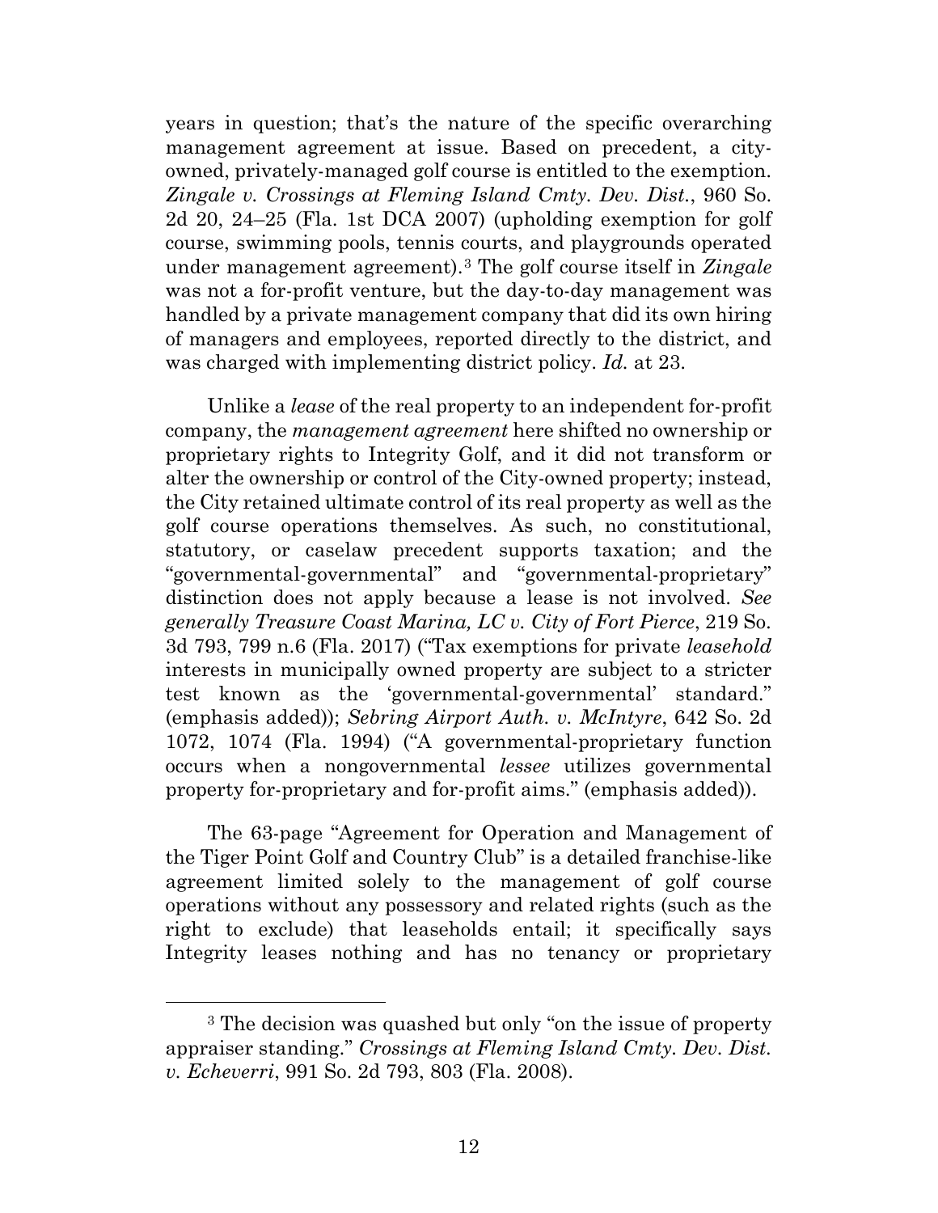years in question; that's the nature of the specific overarching management agreement at issue. Based on precedent, a city-owned, privately-managed golf course is entitled to the exemption. *Zingale v. Crossings at Fleming Island Cmty. Dev. Dist.*, 960 So. 2d 20, 24–25 (Fla. 1st DCA 2007) (upholding exemption for golf course, swimming pools, tennis courts, and playgrounds operated under management agreement).[3] The golf course itself in *Zingale* was not a for-profit venture, but the day-to-day management was handled by a private management company that did its own hiring of managers and employees, reported directly to the district, and was charged with implementing district policy. *Id.* at 23.

Unlike a *lease* of the real property to an independent for-profit company, the *management agreement* here shifted no ownership or proprietary rights to Integrity Golf, and it did not transform or alter the ownership or control of the City-owned property; instead, the City retained ultimate control of its real property as well as the golf course operations themselves. As such, no constitutional, statutory, or caselaw precedent supports taxation; and the "governmental-governmental" and "governmental-proprietary" distinction does not apply because a lease is not involved. *See generally Treasure Coast Marina, LC v. City of Fort Pierce*, 219 So. 3d 793, 799 n.6 (Fla. 2017) ("Tax exemptions for private *leasehold* interests in municipally owned property are subject to a stricter test known as the 'governmental-governmental' standard." (emphasis added)); *Sebring Airport Auth. v. McIntyre*, 642 So. 2d 1072, 1074 (Fla. 1994) ("A governmental-proprietary function occurs when a nongovernmental *lessee* utilizes governmental property for-proprietary and for-profit aims." (emphasis added)).

The 63-page "Agreement for Operation and Management of the Tiger Point Golf and Country Club" is a detailed franchise-like agreement limited solely to the management of golf course operations without any possessory and related rights (such as the right to exclude) that leaseholds entail; it specifically says Integrity leases nothing and has no tenancy or proprietary

---

[3] The decision was quashed but only "on the issue of property appraiser standing." *Crossings at Fleming Island Cmty. Dev. Dist. v. Echeverri*, 991 So. 2d 793, 803 (Fla. 2008).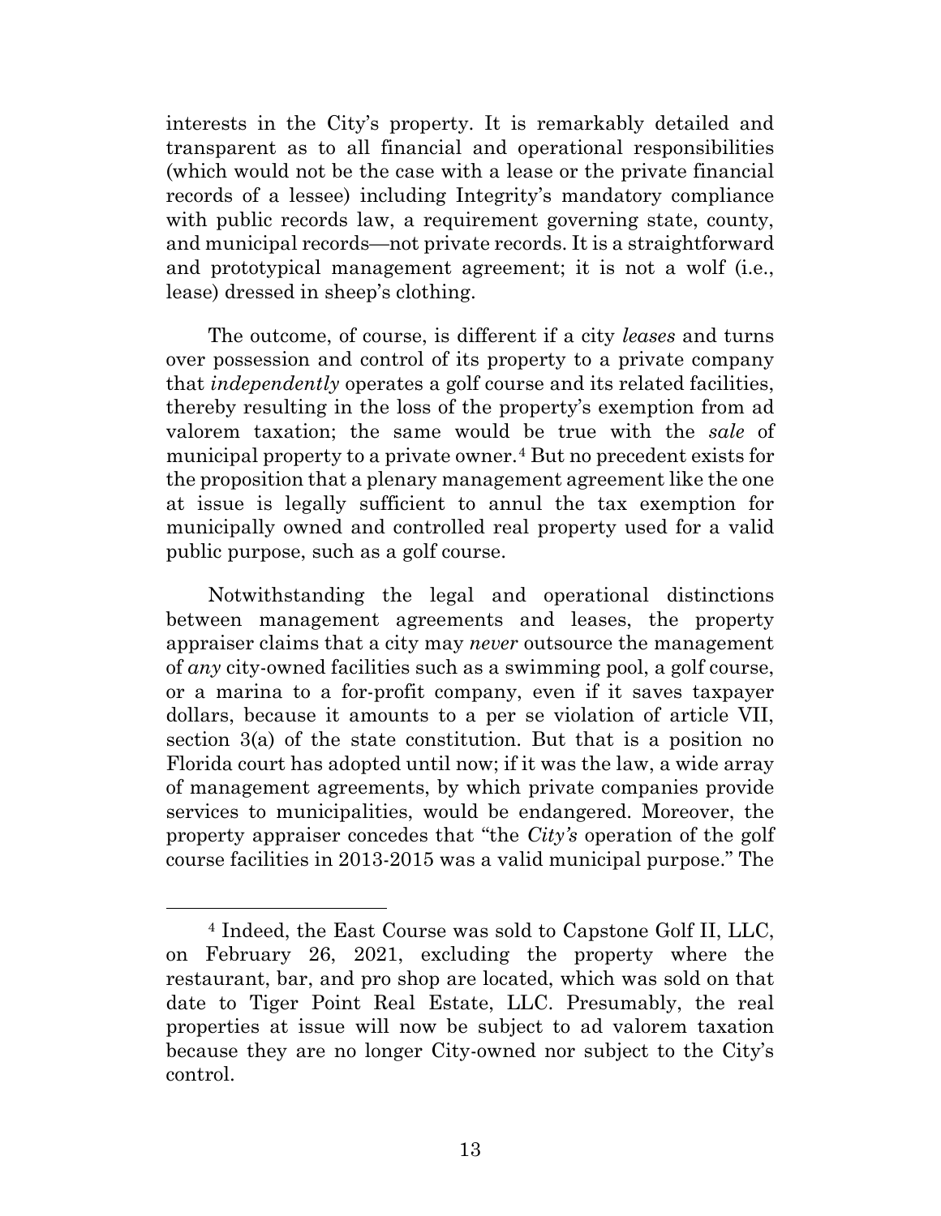interests in the City's property. It is remarkably detailed and transparent as to all financial and operational responsibilities (which would not be the case with a lease or the private financial records of a lessee) including Integrity's mandatory compliance with public records law, a requirement governing state, county, and municipal records—not private records. It is a straightforward and prototypical management agreement; it is not a wolf (i.e., lease) dressed in sheep's clothing.

The outcome, of course, is different if a city *leases* and turns over possession and control of its property to a private company that *independently* operates a golf course and its related facilities, thereby resulting in the loss of the property's exemption from ad valorem taxation; the same would be true with the *sale* of municipal property to a private owner.[4] But no precedent exists for the proposition that a plenary management agreement like the one at issue is legally sufficient to annul the tax exemption for municipally owned and controlled real property used for a valid public purpose, such as a golf course.

Notwithstanding the legal and operational distinctions between management agreements and leases, the property appraiser claims that a city may *never* outsource the management of *any* city-owned facilities such as a swimming pool, a golf course, or a marina to a for-profit company, even if it saves taxpayer dollars, because it amounts to a per se violation of article VII, section 3(a) of the state constitution. But that is a position no Florida court has adopted until now; if it was the law, a wide array of management agreements, by which private companies provide services to municipalities, would be endangered. Moreover, the property appraiser concedes that "the *City's* operation of the golf course facilities in 2013-2015 was a valid municipal purpose." The

---

[4] Indeed, the East Course was sold to Capstone Golf II, LLC, on February 26, 2021, excluding the property where the restaurant, bar, and pro shop are located, which was sold on that date to Tiger Point Real Estate, LLC. Presumably, the real properties at issue will now be subject to ad valorem taxation because they are no longer City-owned nor subject to the City's control.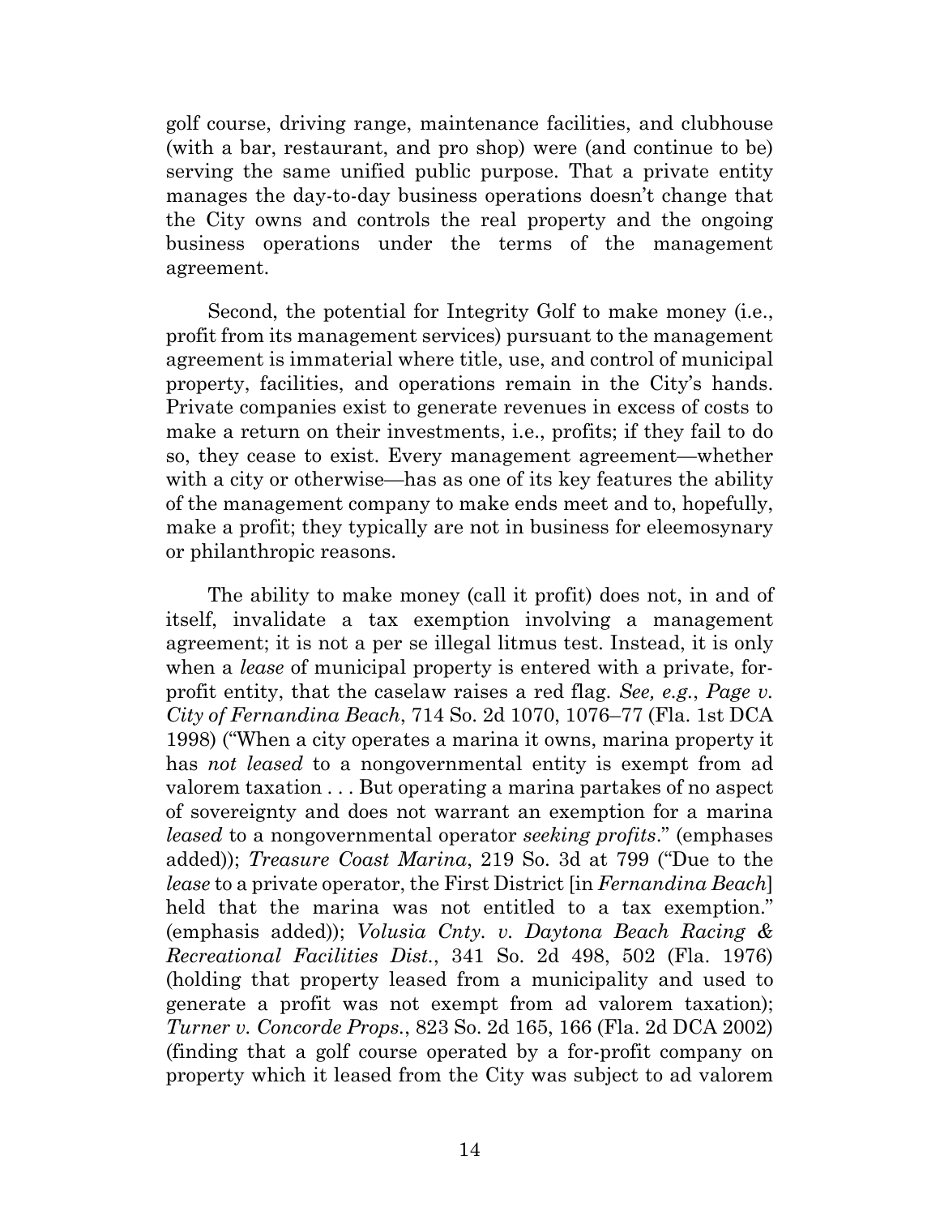golf course, driving range, maintenance facilities, and clubhouse (with a bar, restaurant, and pro shop) were (and continue to be) serving the same unified public purpose. That a private entity manages the day-to-day business operations doesn't change that the City owns and controls the real property and the ongoing business operations under the terms of the management agreement.

Second, the potential for Integrity Golf to make money (i.e., profit from its management services) pursuant to the management agreement is immaterial where title, use, and control of municipal property, facilities, and operations remain in the City's hands. Private companies exist to generate revenues in excess of costs to make a return on their investments, i.e., profits; if they fail to do so, they cease to exist. Every management agreement—whether with a city or otherwise—has as one of its key features the ability of the management company to make ends meet and to, hopefully, make a profit; they typically are not in business for eleemosynary or philanthropic reasons.

The ability to make money (call it profit) does not, in and of itself, invalidate a tax exemption involving a management agreement; it is not a per se illegal litmus test. Instead, it is only when a *lease* of municipal property is entered with a private, for-profit entity, that the caselaw raises a red flag. *See, e.g.*, *Page v. City of Fernandina Beach*, 714 So. 2d 1070, 1076–77 (Fla. 1st DCA 1998) ("When a city operates a marina it owns, marina property it has *not leased* to a nongovernmental entity is exempt from ad valorem taxation . . . But operating a marina partakes of no aspect of sovereignty and does not warrant an exemption for a marina *leased* to a nongovernmental operator *seeking profits*." (emphases added)); *Treasure Coast Marina*, 219 So. 3d at 799 ("Due to the *lease* to a private operator, the First District [in *Fernandina Beach*] held that the marina was not entitled to a tax exemption." (emphasis added)); *Volusia Cnty. v. Daytona Beach Racing & Recreational Facilities Dist.*, 341 So. 2d 498, 502 (Fla. 1976) (holding that property leased from a municipality and used to generate a profit was not exempt from ad valorem taxation); *Turner v. Concorde Props.*, 823 So. 2d 165, 166 (Fla. 2d DCA 2002) (finding that a golf course operated by a for-profit company on property which it leased from the City was subject to ad valorem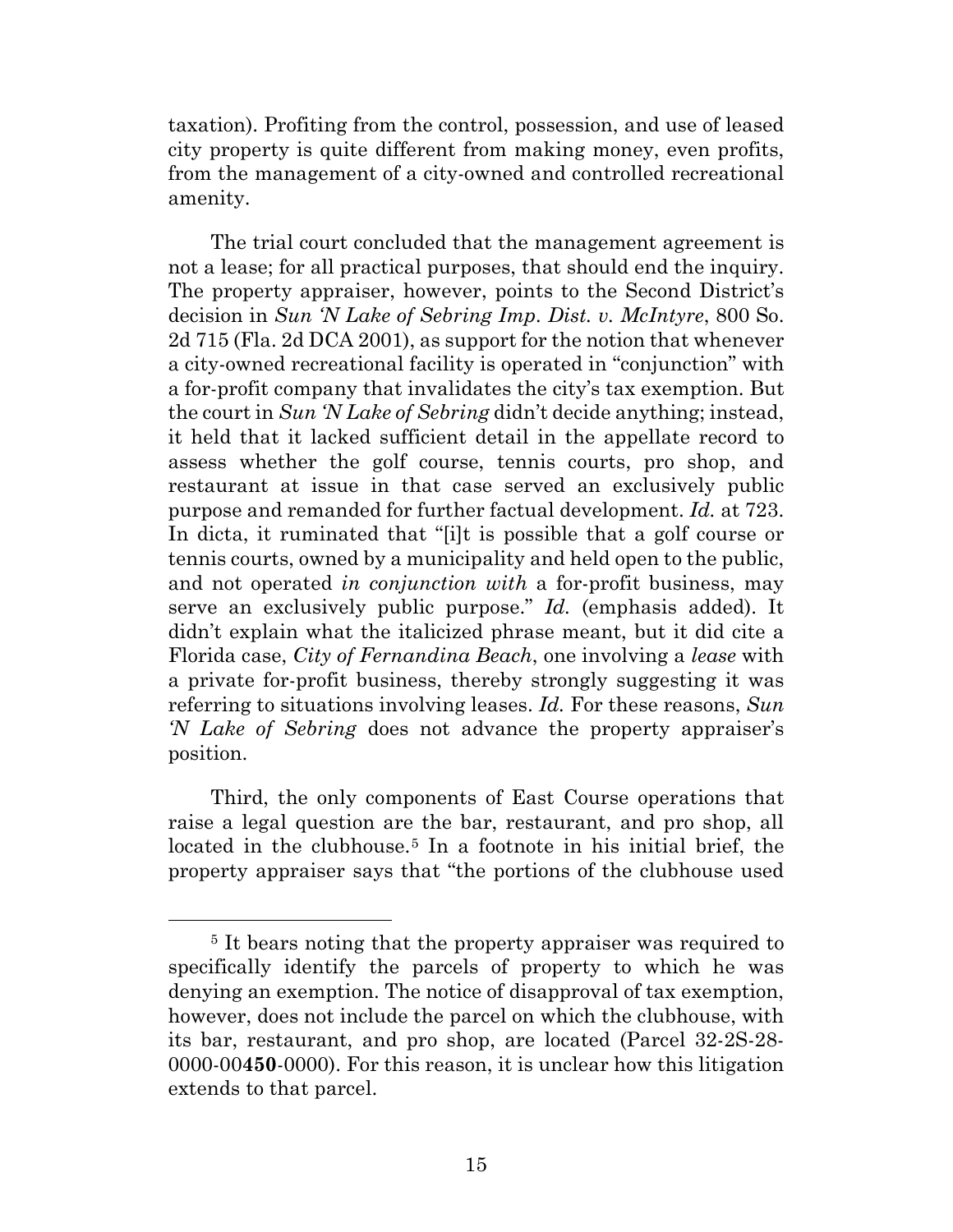taxation). Profiting from the control, possession, and use of leased city property is quite different from making money, even profits, from the management of a city-owned and controlled recreational amenity.

The trial court concluded that the management agreement is not a lease; for all practical purposes, that should end the inquiry. The property appraiser, however, points to the Second District's decision in *Sun 'N Lake of Sebring Imp. Dist. v. McIntyre*, 800 So. 2d 715 (Fla. 2d DCA 2001), as support for the notion that whenever a city-owned recreational facility is operated in "conjunction" with a for-profit company that invalidates the city's tax exemption. But the court in *Sun 'N Lake of Sebring* didn't decide anything; instead, it held that it lacked sufficient detail in the appellate record to assess whether the golf course, tennis courts, pro shop, and restaurant at issue in that case served an exclusively public purpose and remanded for further factual development. *Id.* at 723. In dicta, it ruminated that "[i]t is possible that a golf course or tennis courts, owned by a municipality and held open to the public, and not operated *in conjunction with* a for-profit business, may serve an exclusively public purpose." *Id.* (emphasis added). It didn't explain what the italicized phrase meant, but it did cite a Florida case, *City of Fernandina Beach*, one involving a *lease* with a private for-profit business, thereby strongly suggesting it was referring to situations involving leases. *Id.* For these reasons, *Sun 'N Lake of Sebring* does not advance the property appraiser's position.

Third, the only components of East Course operations that raise a legal question are the bar, restaurant, and pro shop, all located in the clubhouse.[5] In a footnote in his initial brief, the property appraiser says that "the portions of the clubhouse used

---

[5] It bears noting that the property appraiser was required to specifically identify the parcels of property to which he was denying an exemption. The notice of disapproval of tax exemption, however, does not include the parcel on which the clubhouse, with its bar, restaurant, and pro shop, are located (Parcel 32-2S-28-0000-00**450**-0000). For this reason, it is unclear how this litigation extends to that parcel.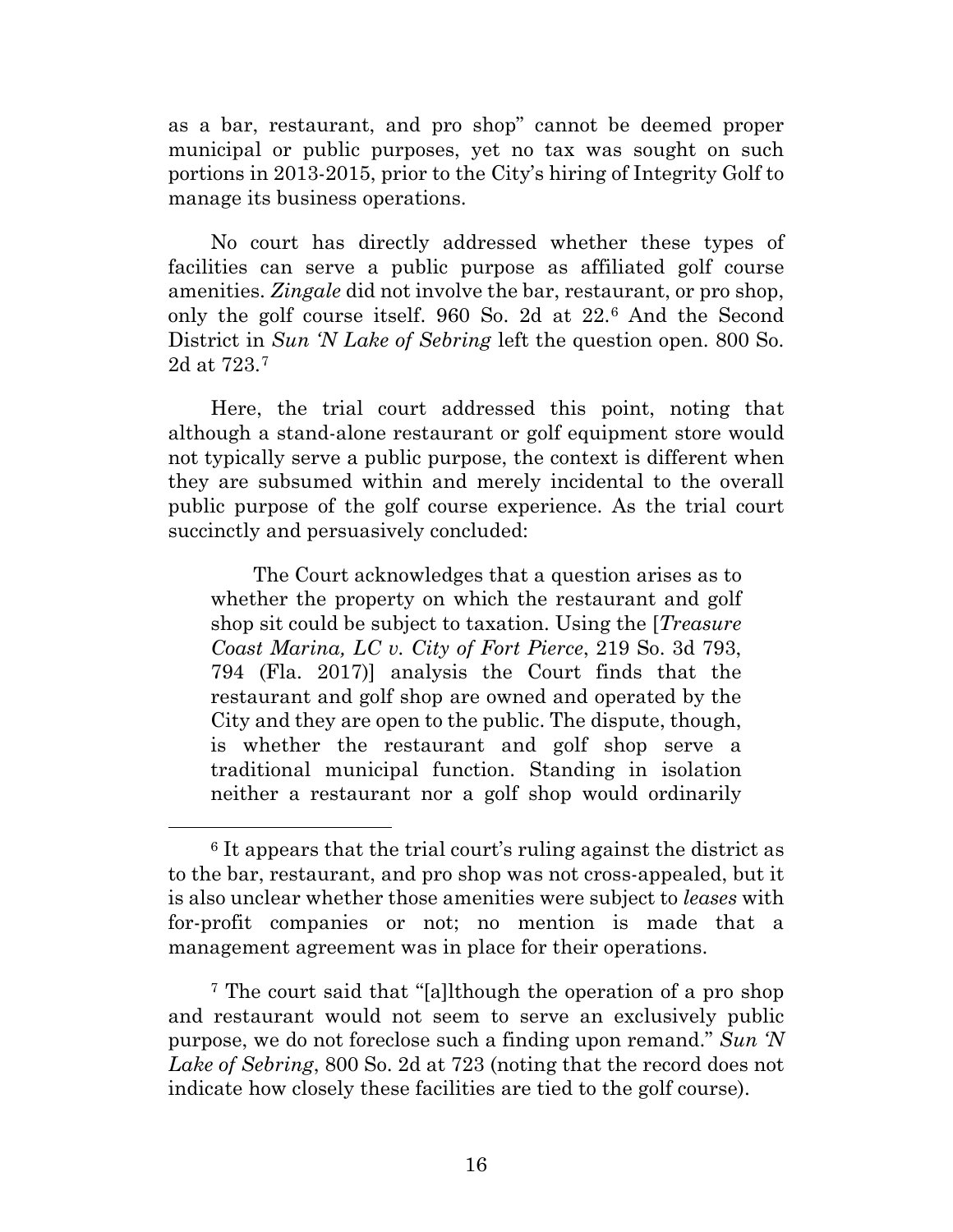as a bar, restaurant, and pro shop" cannot be deemed proper municipal or public purposes, yet no tax was sought on such portions in 2013-2015, prior to the City's hiring of Integrity Golf to manage its business operations.

No court has directly addressed whether these types of facilities can serve a public purpose as affiliated golf course amenities. *Zingale* did not involve the bar, restaurant, or pro shop, only the golf course itself. 960 So. 2d at 22.[6] And the Second District in *Sun 'N Lake of Sebring* left the question open. 800 So. 2d at 723.[7]

Here, the trial court addressed this point, noting that although a stand-alone restaurant or golf equipment store would not typically serve a public purpose, the context is different when they are subsumed within and merely incidental to the overall public purpose of the golf course experience. As the trial court succinctly and persuasively concluded:

> The Court acknowledges that a question arises as to whether the property on which the restaurant and golf shop sit could be subject to taxation. Using the [*Treasure Coast Marina, LC v. City of Fort Pierce*, 219 So. 3d 793, 794 (Fla. 2017)] analysis the Court finds that the restaurant and golf shop are owned and operated by the City and they are open to the public. The dispute, though, is whether the restaurant and golf shop serve a traditional municipal function. Standing in isolation neither a restaurant nor a golf shop would ordinarily

---

[6] It appears that the trial court's ruling against the district as to the bar, restaurant, and pro shop was not cross-appealed, but it is also unclear whether those amenities were subject to *leases* with for-profit companies or not; no mention is made that a management agreement was in place for their operations.

[7] The court said that "[a]lthough the operation of a pro shop and restaurant would not seem to serve an exclusively public purpose, we do not foreclose such a finding upon remand." *Sun 'N Lake of Sebring*, 800 So. 2d at 723 (noting that the record does not indicate how closely these facilities are tied to the golf course).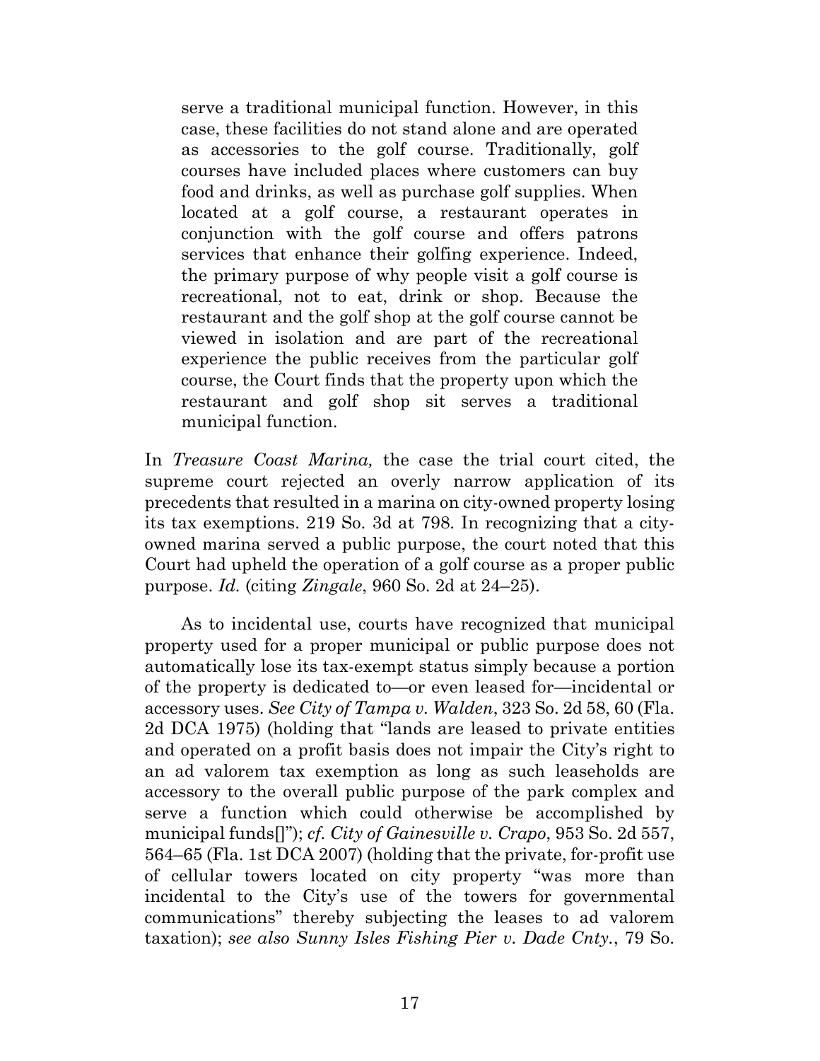> serve a traditional municipal function. However, in this case, these facilities do not stand alone and are operated as accessories to the golf course. Traditionally, golf courses have included places where customers can buy food and drinks, as well as purchase golf supplies. When located at a golf course, a restaurant operates in conjunction with the golf course and offers patrons services that enhance their golfing experience. Indeed, the primary purpose of why people visit a golf course is recreational, not to eat, drink or shop. Because the restaurant and the golf shop at the golf course cannot be viewed in isolation and are part of the recreational experience the public receives from the particular golf course, the Court finds that the property upon which the restaurant and golf shop sit serves a traditional municipal function.

In *Treasure Coast Marina,* the case the trial court cited, the supreme court rejected an overly narrow application of its precedents that resulted in a marina on city-owned property losing its tax exemptions. 219 So. 3d at 798. In recognizing that a city-owned marina served a public purpose, the court noted that this Court had upheld the operation of a golf course as a proper public purpose. *Id.* (citing *Zingale*, 960 So. 2d at 24–25).

As to incidental use, courts have recognized that municipal property used for a proper municipal or public purpose does not automatically lose its tax-exempt status simply because a portion of the property is dedicated to—or even leased for—incidental or accessory uses. *See City of Tampa v. Walden*, 323 So. 2d 58, 60 (Fla. 2d DCA 1975) (holding that "lands are leased to private entities and operated on a profit basis does not impair the City's right to an ad valorem tax exemption as long as such leaseholds are accessory to the overall public purpose of the park complex and serve a function which could otherwise be accomplished by municipal funds[]"); *cf. City of Gainesville v. Crapo*, 953 So. 2d 557, 564–65 (Fla. 1st DCA 2007) (holding that the private, for-profit use of cellular towers located on city property "was more than incidental to the City's use of the towers for governmental communications" thereby subjecting the leases to ad valorem taxation); *see also Sunny Isles Fishing Pier v. Dade Cnty.*, 79 So.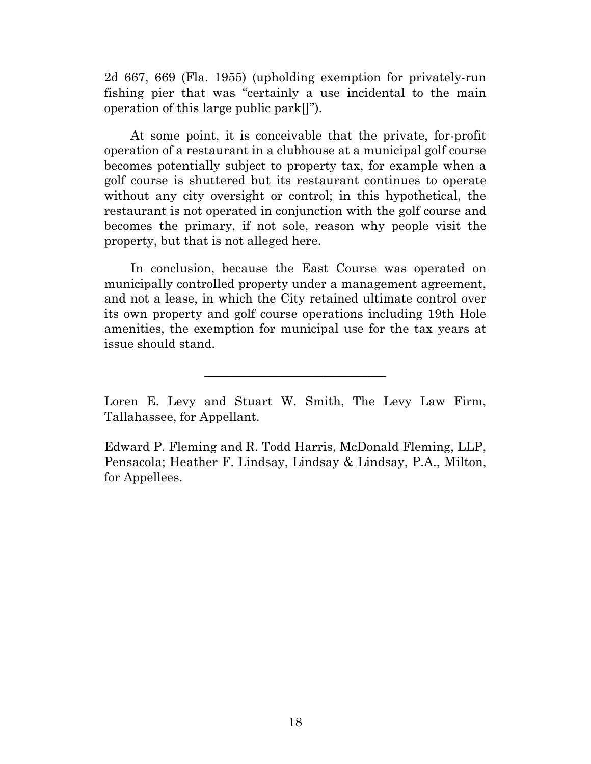2d 667, 669 (Fla. 1955) (upholding exemption for privately-run fishing pier that was "certainly a use incidental to the main operation of this large public park[]").

At some point, it is conceivable that the private, for-profit operation of a restaurant in a clubhouse at a municipal golf course becomes potentially subject to property tax, for example when a golf course is shuttered but its restaurant continues to operate without any city oversight or control; in this hypothetical, the restaurant is not operated in conjunction with the golf course and becomes the primary, if not sole, reason why people visit the property, but that is not alleged here.

In conclusion, because the East Course was operated on municipally controlled property under a management agreement, and not a lease, in which the City retained ultimate control over its own property and golf course operations including 19th Hole amenities, the exemption for municipal use for the tax years at issue should stand.

---

Loren E. Levy and Stuart W. Smith, The Levy Law Firm, Tallahassee, for Appellant.

Edward P. Fleming and R. Todd Harris, McDonald Fleming, LLP, Pensacola; Heather F. Lindsay, Lindsay & Lindsay, P.A., Milton, for Appellees.